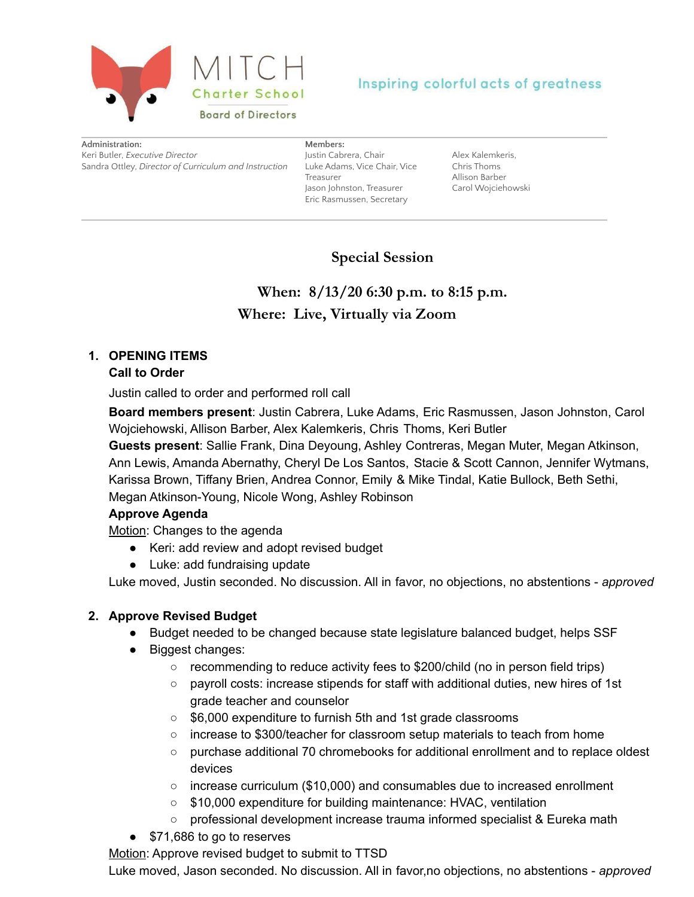MITCH

Charter School

Board of Directors

Inspiring colorful acts of greatness

**Administration:**
Keri Butler, *Executive Director*
Sandra Ottley, *Director of Curriculum and Instruction*

**Members:**
Justin Cabrera, Chair
Luke Adams, Vice Chair, Vice Treasurer
Jason Johnston, Treasurer
Eric Rasmussen, Secretary
Alex Kalemkeris,
Chris Thoms
Allison Barber
Carol Wojciehowski

## Special Session

### When: 8/13/20 6:30 p.m. to 8:15 p.m.
### Where: Live, Virtually via Zoom

1. **OPENING ITEMS**

   **Call to Order**

   Justin called to order and performed roll call

   **Board members present**: Justin Cabrera, Luke Adams, Eric Rasmussen, Jason Johnston, Carol Wojciehowski, Allison Barber, Alex Kalemkeris, Chris Thoms, Keri Butler

   **Guests present**: Sallie Frank, Dina Deyoung, Ashley Contreras, Megan Muter, Megan Atkinson, Ann Lewis, Amanda Abernathy, Cheryl De Los Santos, Stacie & Scott Cannon, Jennifer Wytmans, Karissa Brown, Tiffany Brien, Andrea Connor, Emily & Mike Tindal, Katie Bullock, Beth Sethi, Megan Atkinson-Young, Nicole Wong, Ashley Robinson

   **Approve Agenda**

   Motion: Changes to the agenda
   - Keri: add review and adopt revised budget
   - Luke: add fundraising update

   Luke moved, Justin seconded. No discussion. All in favor, no objections, no abstentions - *approved*

2. **Approve Revised Budget**
   - Budget needed to be changed because state legislature balanced budget, helps SSF
   - Biggest changes:
     - recommending to reduce activity fees to $200/child (no in person field trips)
     - payroll costs: increase stipends for staff with additional duties, new hires of 1st grade teacher and counselor
     - $6,000 expenditure to furnish 5th and 1st grade classrooms
     - increase to $300/teacher for classroom setup materials to teach from home
     - purchase additional 70 chromebooks for additional enrollment and to replace oldest devices
     - increase curriculum ($10,000) and consumables due to increased enrollment
     - $10,000 expenditure for building maintenance: HVAC, ventilation
     - professional development increase trauma informed specialist & Eureka math
   - $71,686 to go to reserves

   Motion: Approve revised budget to submit to TTSD

   Luke moved, Jason seconded. No discussion. All in favor,no objections, no abstentions - *approved*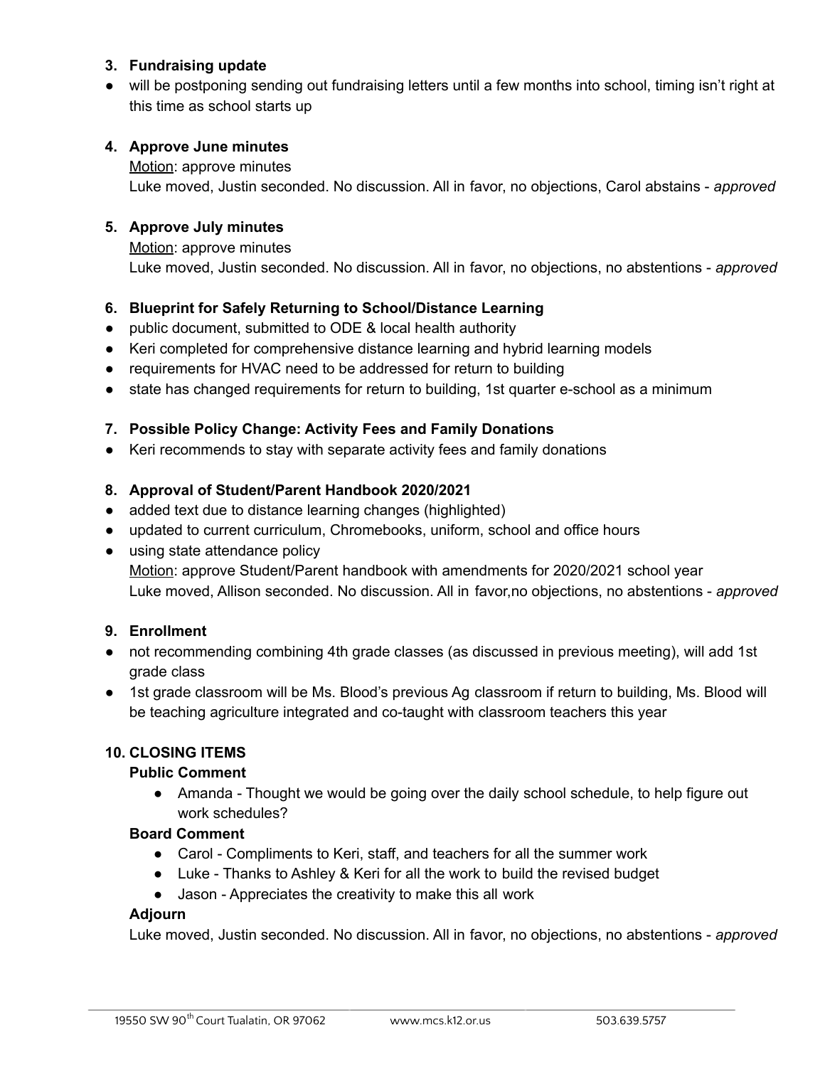**3. Fundraising update**

- will be postponing sending out fundraising letters until a few months into school, timing isn't right at this time as school starts up

**4. Approve June minutes**

<u>Motion</u>: approve minutes
Luke moved, Justin seconded. No discussion. All in favor, no objections, Carol abstains - *approved*

**5. Approve July minutes**

<u>Motion</u>: approve minutes
Luke moved, Justin seconded. No discussion. All in favor, no objections, no abstentions - *approved*

**6. Blueprint for Safely Returning to School/Distance Learning**

- public document, submitted to ODE & local health authority
- Keri completed for comprehensive distance learning and hybrid learning models
- requirements for HVAC need to be addressed for return to building
- state has changed requirements for return to building, 1st quarter e-school as a minimum

**7. Possible Policy Change: Activity Fees and Family Donations**

- Keri recommends to stay with separate activity fees and family donations

**8. Approval of Student/Parent Handbook 2020/2021**

- added text due to distance learning changes (highlighted)
- updated to current curriculum, Chromebooks, uniform, school and office hours
- using state attendance policy

<u>Motion</u>: approve Student/Parent handbook with amendments for 2020/2021 school year
Luke moved, Allison seconded. No discussion. All in favor,no objections, no abstentions - *approved*

**9. Enrollment**

- not recommending combining 4th grade classes (as discussed in previous meeting), will add 1st grade class
- 1st grade classroom will be Ms. Blood's previous Ag classroom if return to building, Ms. Blood will be teaching agriculture integrated and co-taught with classroom teachers this year

**10. CLOSING ITEMS**

**Public Comment**

- Amanda - Thought we would be going over the daily school schedule, to help figure out work schedules?

**Board Comment**

- Carol - Compliments to Keri, staff, and teachers for all the summer work
- Luke - Thanks to Ashley & Keri for all the work to build the revised budget
- Jason - Appreciates the creativity to make this all work

**Adjourn**

Luke moved, Justin seconded. No discussion. All in favor, no objections, no abstentions - *approved*